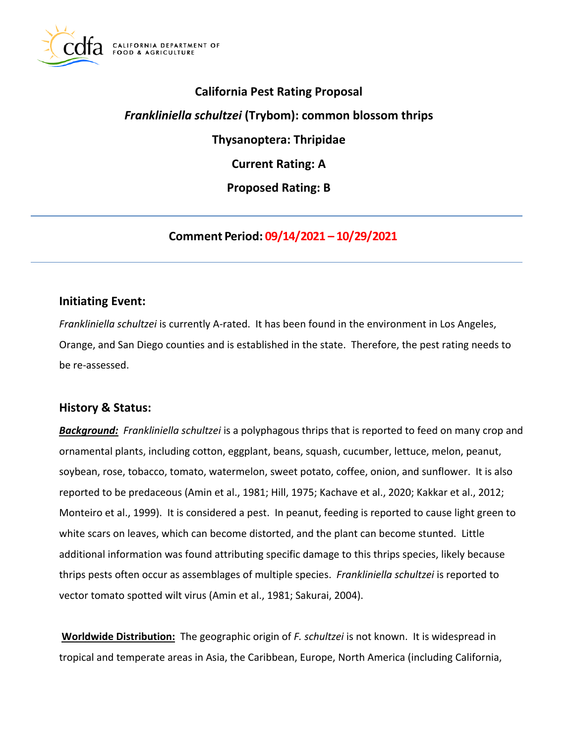# California Pest Rating Proposal

## *Frankliniella schultzei* (Trybom): common blossom thrips

## Thysanoptera: Thripidae

## Current Rating: A

## Proposed Rating: B

---

**Comment Period: 09/14/2021 – 10/29/2021**

---

## Initiating Event:

*Frankliniella schultzei* is currently A-rated. It has been found in the environment in Los Angeles, Orange, and San Diego counties and is established in the state. Therefore, the pest rating needs to be re-assessed.

## History & Status:

***Background:*** *Frankliniella schultzei* is a polyphagous thrips that is reported to feed on many crop and ornamental plants, including cotton, eggplant, beans, squash, cucumber, lettuce, melon, peanut, soybean, rose, tobacco, tomato, watermelon, sweet potato, coffee, onion, and sunflower. It is also reported to be predaceous (Amin et al., 1981; Hill, 1975; Kachave et al., 2020; Kakkar et al., 2012; Monteiro et al., 1999). It is considered a pest. In peanut, feeding is reported to cause light green to white scars on leaves, which can become distorted, and the plant can become stunted. Little additional information was found attributing specific damage to this thrips species, likely because thrips pests often occur as assemblages of multiple species. *Frankliniella schultzei* is reported to vector tomato spotted wilt virus (Amin et al., 1981; Sakurai, 2004).

**Worldwide Distribution:** The geographic origin of *F. schultzei* is not known. It is widespread in tropical and temperate areas in Asia, the Caribbean, Europe, North America (including California,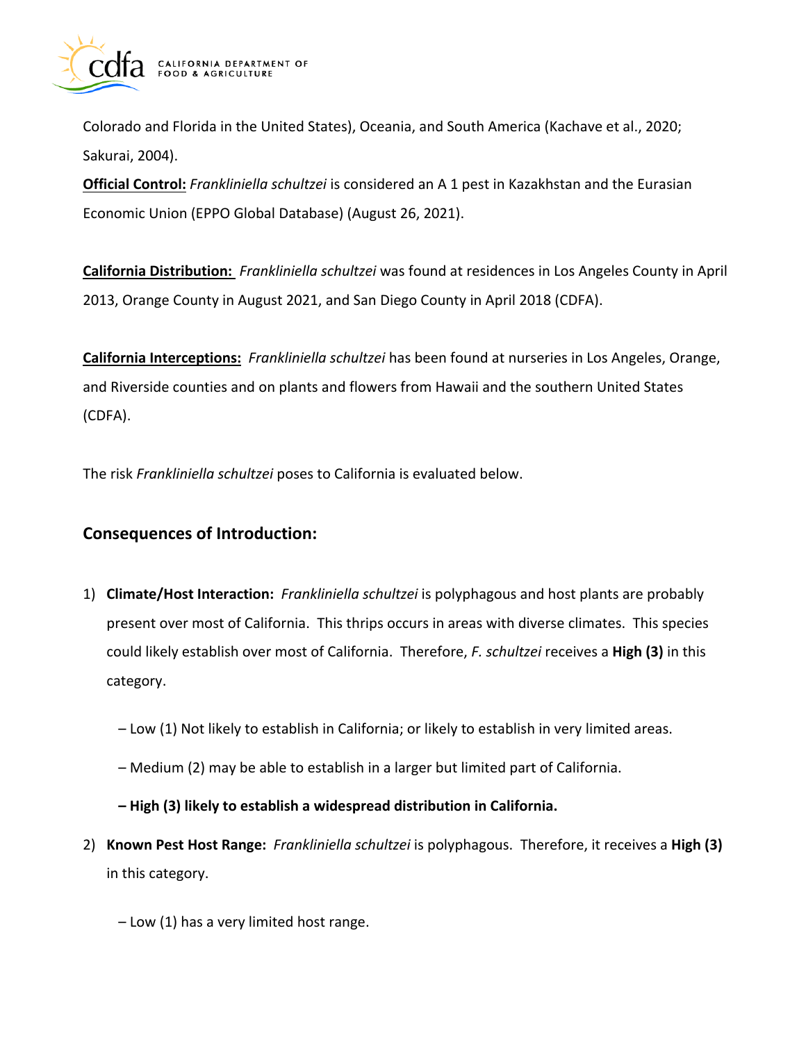Colorado and Florida in the United States), Oceania, and South America (Kachave et al., 2020; Sakurai, 2004).

**Official Control:** *Frankliniella schultzei* is considered an A 1 pest in Kazakhstan and the Eurasian Economic Union (EPPO Global Database) (August 26, 2021).

**California Distribution:** *Frankliniella schultzei* was found at residences in Los Angeles County in April 2013, Orange County in August 2021, and San Diego County in April 2018 (CDFA).

**California Interceptions:** *Frankliniella schultzei* has been found at nurseries in Los Angeles, Orange, and Riverside counties and on plants and flowers from Hawaii and the southern United States (CDFA).

The risk *Frankliniella schultzei* poses to California is evaluated below.

## Consequences of Introduction:

1) **Climate/Host Interaction:** *Frankliniella schultzei* is polyphagous and host plants are probably present over most of California. This thrips occurs in areas with diverse climates. This species could likely establish over most of California. Therefore, *F. schultzei* receives a **High (3)** in this category.

   – Low (1) Not likely to establish in California; or likely to establish in very limited areas.

   – Medium (2) may be able to establish in a larger but limited part of California.

   **– High (3) likely to establish a widespread distribution in California.**

2) **Known Pest Host Range:** *Frankliniella schultzei* is polyphagous. Therefore, it receives a **High (3)** in this category.

   – Low (1) has a very limited host range.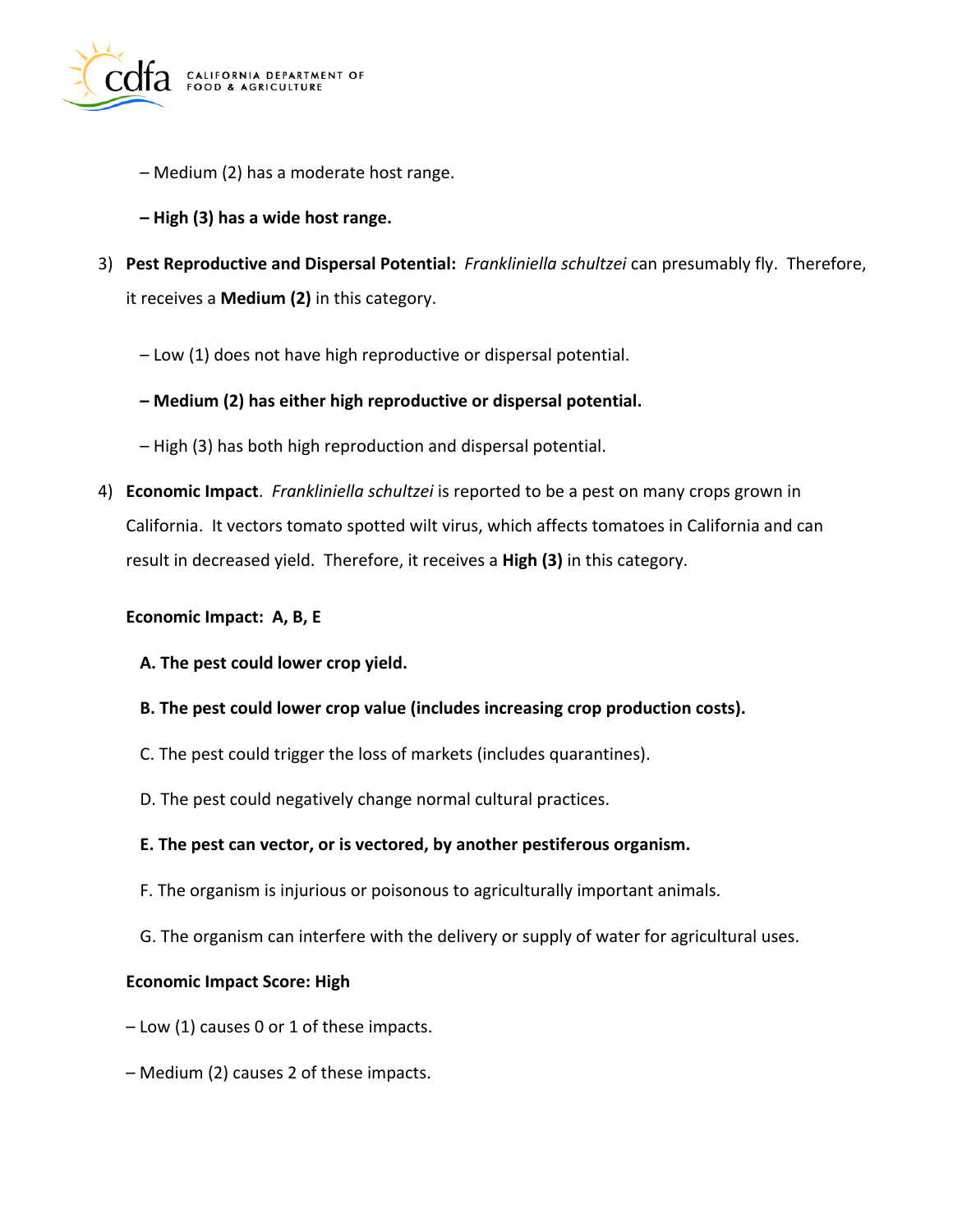– Medium (2) has a moderate host range.

**– High (3) has a wide host range.**

3) **Pest Reproductive and Dispersal Potential:** *Frankliniella schultzei* can presumably fly. Therefore, it receives a **Medium (2)** in this category.

   – Low (1) does not have high reproductive or dispersal potential.

   **– Medium (2) has either high reproductive or dispersal potential.**

   – High (3) has both high reproduction and dispersal potential.

4) **Economic Impact**. *Frankliniella schultzei* is reported to be a pest on many crops grown in California. It vectors tomato spotted wilt virus, which affects tomatoes in California and can result in decreased yield. Therefore, it receives a **High (3)** in this category.

   **Economic Impact: A, B, E**

   **A. The pest could lower crop yield.**

   **B. The pest could lower crop value (includes increasing crop production costs).**

   C. The pest could trigger the loss of markets (includes quarantines).

   D. The pest could negatively change normal cultural practices.

   **E. The pest can vector, or is vectored, by another pestiferous organism.**

   F. The organism is injurious or poisonous to agriculturally important animals.

   G. The organism can interfere with the delivery or supply of water for agricultural uses.

   **Economic Impact Score: High**

   – Low (1) causes 0 or 1 of these impacts.

   – Medium (2) causes 2 of these impacts.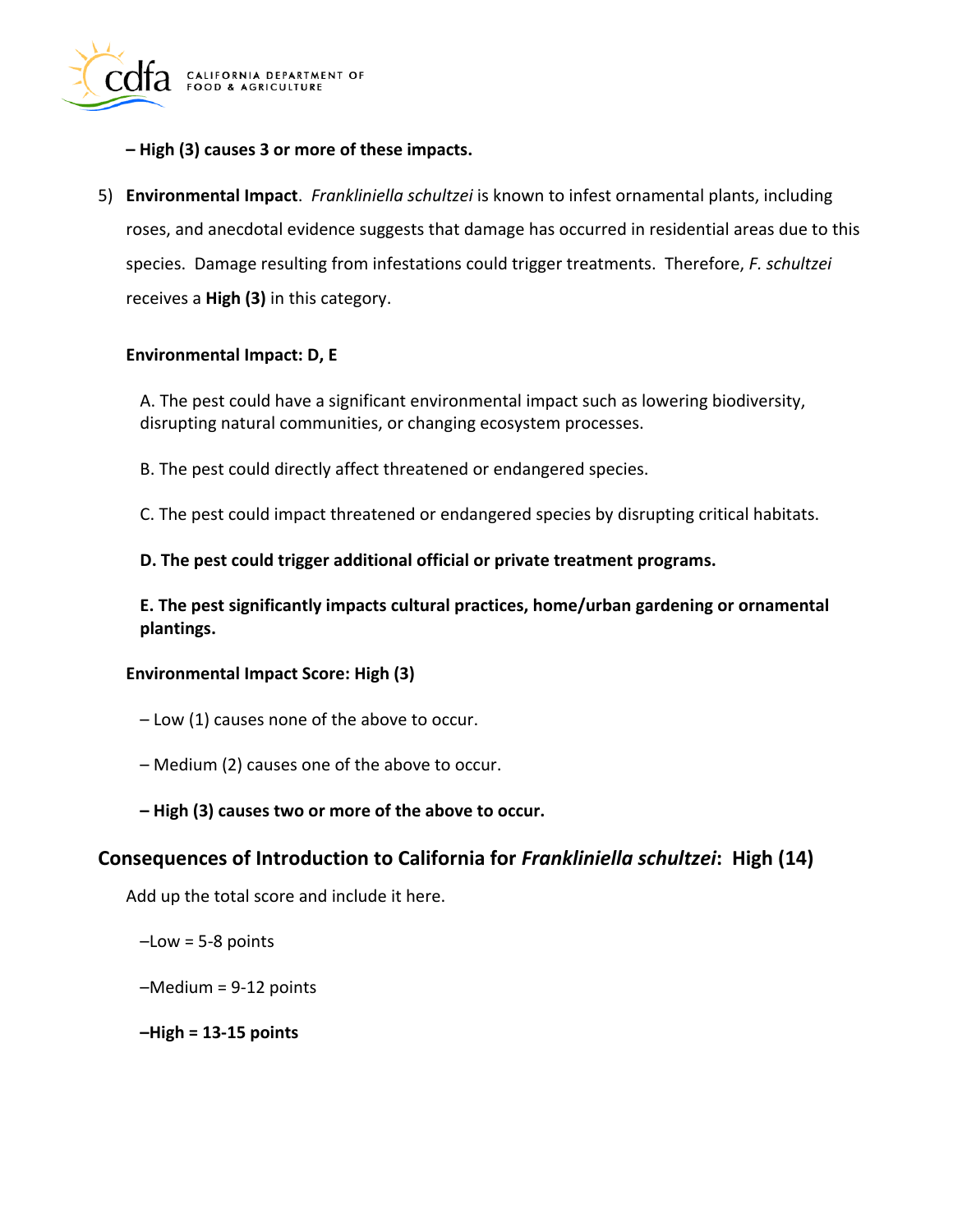**– High (3) causes 3 or more of these impacts.**

5) **Environmental Impact**. *Frankliniella schultzei* is known to infest ornamental plants, including roses, and anecdotal evidence suggests that damage has occurred in residential areas due to this species. Damage resulting from infestations could trigger treatments. Therefore, *F. schultzei* receives a **High (3)** in this category.

**Environmental Impact: D, E**

A. The pest could have a significant environmental impact such as lowering biodiversity, disrupting natural communities, or changing ecosystem processes.

B. The pest could directly affect threatened or endangered species.

C. The pest could impact threatened or endangered species by disrupting critical habitats.

**D. The pest could trigger additional official or private treatment programs.**

**E. The pest significantly impacts cultural practices, home/urban gardening or ornamental plantings.**

**Environmental Impact Score: High (3)**

– Low (1) causes none of the above to occur.

– Medium (2) causes one of the above to occur.

**– High (3) causes two or more of the above to occur.**

## Consequences of Introduction to California for *Frankliniella schultzei*: High (14)

Add up the total score and include it here.

–Low = 5-8 points

–Medium = 9-12 points

**–High = 13-15 points**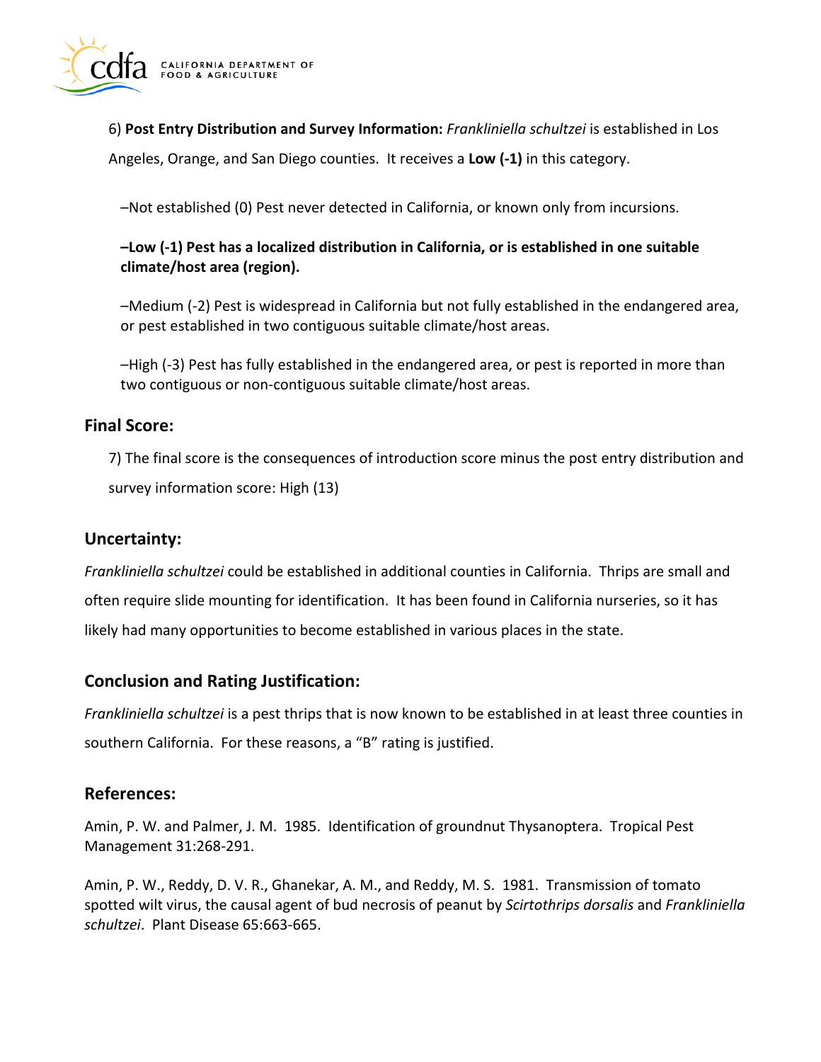6) **Post Entry Distribution and Survey Information:** *Frankliniella schultzei* is established in Los Angeles, Orange, and San Diego counties. It receives a **Low (-1)** in this category.

–Not established (0) Pest never detected in California, or known only from incursions.

**–Low (-1) Pest has a localized distribution in California, or is established in one suitable climate/host area (region).**

–Medium (-2) Pest is widespread in California but not fully established in the endangered area, or pest established in two contiguous suitable climate/host areas.

–High (-3) Pest has fully established in the endangered area, or pest is reported in more than two contiguous or non-contiguous suitable climate/host areas.

## Final Score:

7) The final score is the consequences of introduction score minus the post entry distribution and survey information score: High (13)

## Uncertainty:

*Frankliniella schultzei* could be established in additional counties in California. Thrips are small and often require slide mounting for identification. It has been found in California nurseries, so it has likely had many opportunities to become established in various places in the state.

## Conclusion and Rating Justification:

*Frankliniella schultzei* is a pest thrips that is now known to be established in at least three counties in southern California. For these reasons, a "B" rating is justified.

## References:

Amin, P. W. and Palmer, J. M. 1985. Identification of groundnut Thysanoptera. Tropical Pest Management 31:268-291.

Amin, P. W., Reddy, D. V. R., Ghanekar, A. M., and Reddy, M. S. 1981. Transmission of tomato spotted wilt virus, the causal agent of bud necrosis of peanut by *Scirtothrips dorsalis* and *Frankliniella schultzei*. Plant Disease 65:663-665.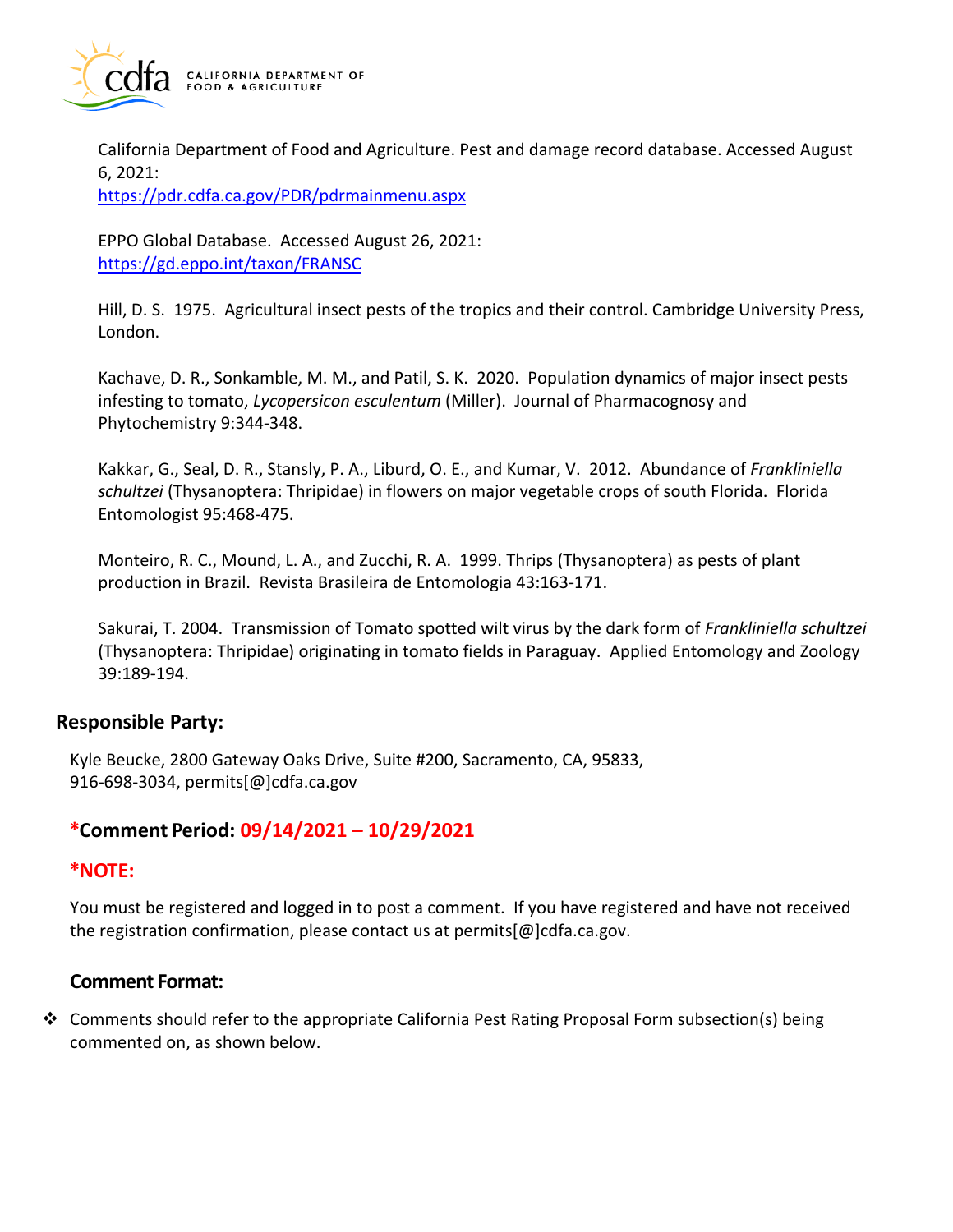California Department of Food and Agriculture. Pest and damage record database. Accessed August 6, 2021:
https://pdr.cdfa.ca.gov/PDR/pdrmainmenu.aspx

EPPO Global Database. Accessed August 26, 2021:
https://gd.eppo.int/taxon/FRANSC

Hill, D. S. 1975. Agricultural insect pests of the tropics and their control. Cambridge University Press, London.

Kachave, D. R., Sonkamble, M. M., and Patil, S. K. 2020. Population dynamics of major insect pests infesting to tomato, *Lycopersicon esculentum* (Miller). Journal of Pharmacognosy and Phytochemistry 9:344-348.

Kakkar, G., Seal, D. R., Stansly, P. A., Liburd, O. E., and Kumar, V. 2012. Abundance of *Frankliniella schultzei* (Thysanoptera: Thripidae) in flowers on major vegetable crops of south Florida. Florida Entomologist 95:468-475.

Monteiro, R. C., Mound, L. A., and Zucchi, R. A. 1999. Thrips (Thysanoptera) as pests of plant production in Brazil. Revista Brasileira de Entomologia 43:163-171.

Sakurai, T. 2004. Transmission of Tomato spotted wilt virus by the dark form of *Frankliniella schultzei* (Thysanoptera: Thripidae) originating in tomato fields in Paraguay. Applied Entomology and Zoology 39:189-194.

## Responsible Party:

Kyle Beucke, 2800 Gateway Oaks Drive, Suite #200, Sacramento, CA, 95833, 916-698-3034, permits[@]cdfa.ca.gov

### *Comment Period: 09/14/2021 – 10/29/2021

### *NOTE:

You must be registered and logged in to post a comment. If you have registered and have not received the registration confirmation, please contact us at permits[@]cdfa.ca.gov.

### Comment Format:

- Comments should refer to the appropriate California Pest Rating Proposal Form subsection(s) being commented on, as shown below.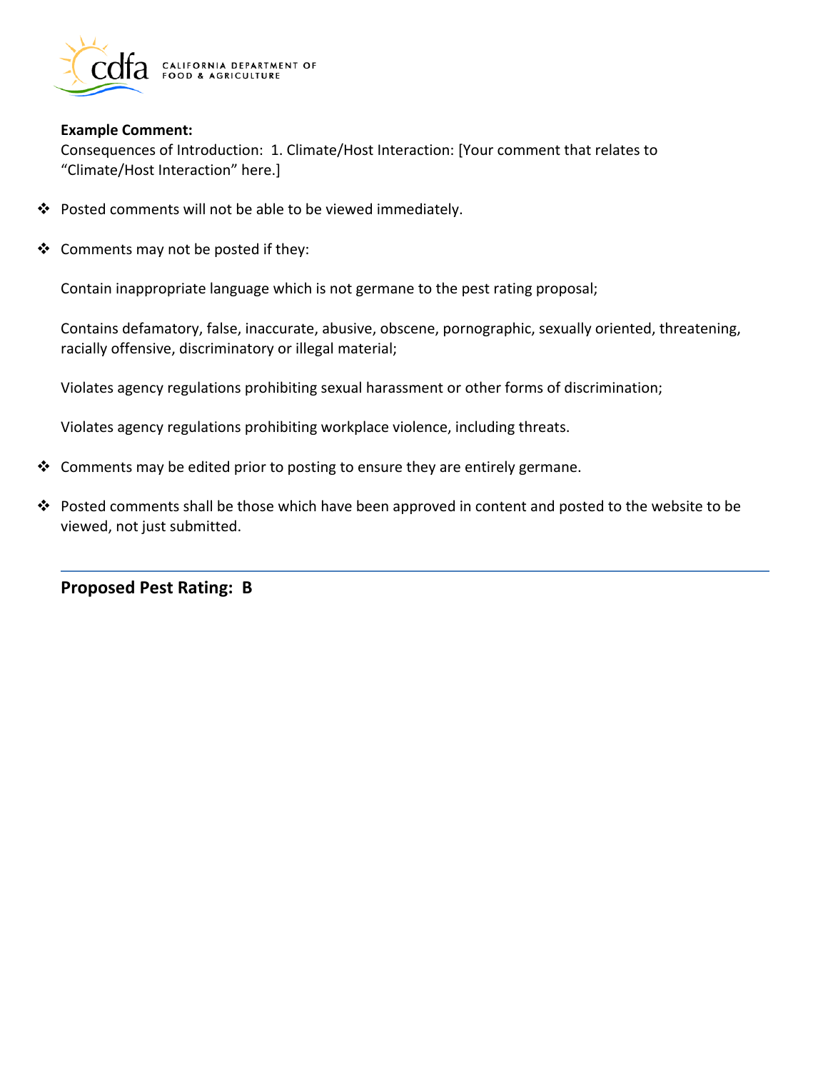**Example Comment:**
Consequences of Introduction: 1. Climate/Host Interaction: [Your comment that relates to "Climate/Host Interaction" here.]

- Posted comments will not be able to be viewed immediately.

- Comments may not be posted if they:

  Contain inappropriate language which is not germane to the pest rating proposal;

  Contains defamatory, false, inaccurate, abusive, obscene, pornographic, sexually oriented, threatening, racially offensive, discriminatory or illegal material;

  Violates agency regulations prohibiting sexual harassment or other forms of discrimination;

  Violates agency regulations prohibiting workplace violence, including threats.

- Comments may be edited prior to posting to ensure they are entirely germane.

- Posted comments shall be those which have been approved in content and posted to the website to be viewed, not just submitted.

---

## Proposed Pest Rating: B